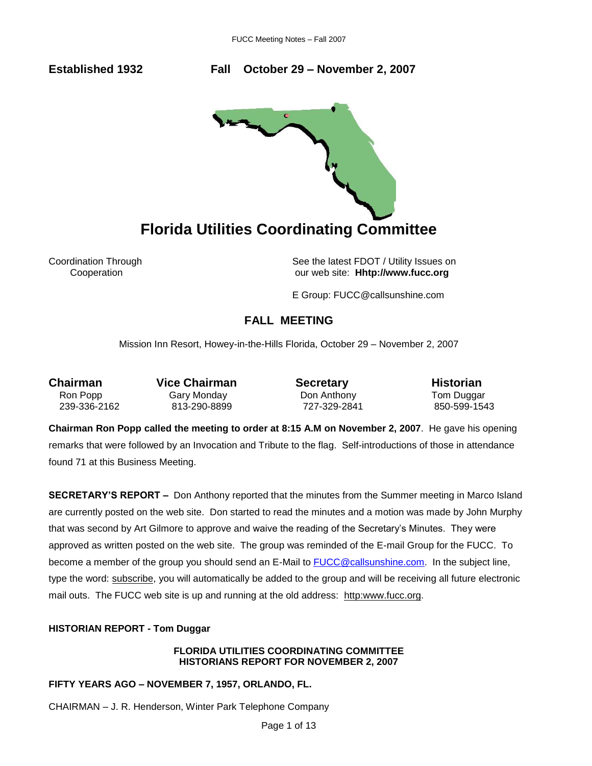**Established 1932** **Fall October 29 – November 2, 2007**

# Florida Utilities Coordinating Committee

Coordination Through Cooperation

See the latest FDOT / Utility Issues on our web site: **Hhttp://www.fucc.org**

E Group: FUCC@callsunshine.com

## FALL MEETING

Mission Inn Resort, Howey-in-the-Hills Florida, October 29 – November 2, 2007

| **Chairman** | **Vice Chairman** | **Secretary** | **Historian** |
|---|---|---|---|
| Ron Popp | Gary Monday | Don Anthony | Tom Duggar |
| 239-336-2162 | 813-290-8899 | 727-329-2841 | 850-599-1543 |

**Chairman Ron Popp called the meeting to order at 8:15 A.M on November 2, 2007**. He gave his opening remarks that were followed by an Invocation and Tribute to the flag. Self-introductions of those in attendance found 71 at this Business Meeting.

**SECRETARY'S REPORT –** Don Anthony reported that the minutes from the Summer meeting in Marco Island are currently posted on the web site. Don started to read the minutes and a motion was made by John Murphy that was second by Art Gilmore to approve and waive the reading of the Secretary's Minutes. They were approved as written posted on the web site. The group was reminded of the E-mail Group for the FUCC. To become a member of the group you should send an E-Mail to FUCC@callsunshine.com. In the subject line, type the word: subscribe, you will automatically be added to the group and will be receiving all future electronic mail outs. The FUCC web site is up and running at the old address: http:www.fucc.org.

**HISTORIAN REPORT - Tom Duggar**

**FLORIDA UTILITIES COORDINATING COMMITTEE**
**HISTORIANS REPORT FOR NOVEMBER 2, 2007**

**FIFTY YEARS AGO – NOVEMBER 7, 1957, ORLANDO, FL.**

CHAIRMAN – J. R. Henderson, Winter Park Telephone Company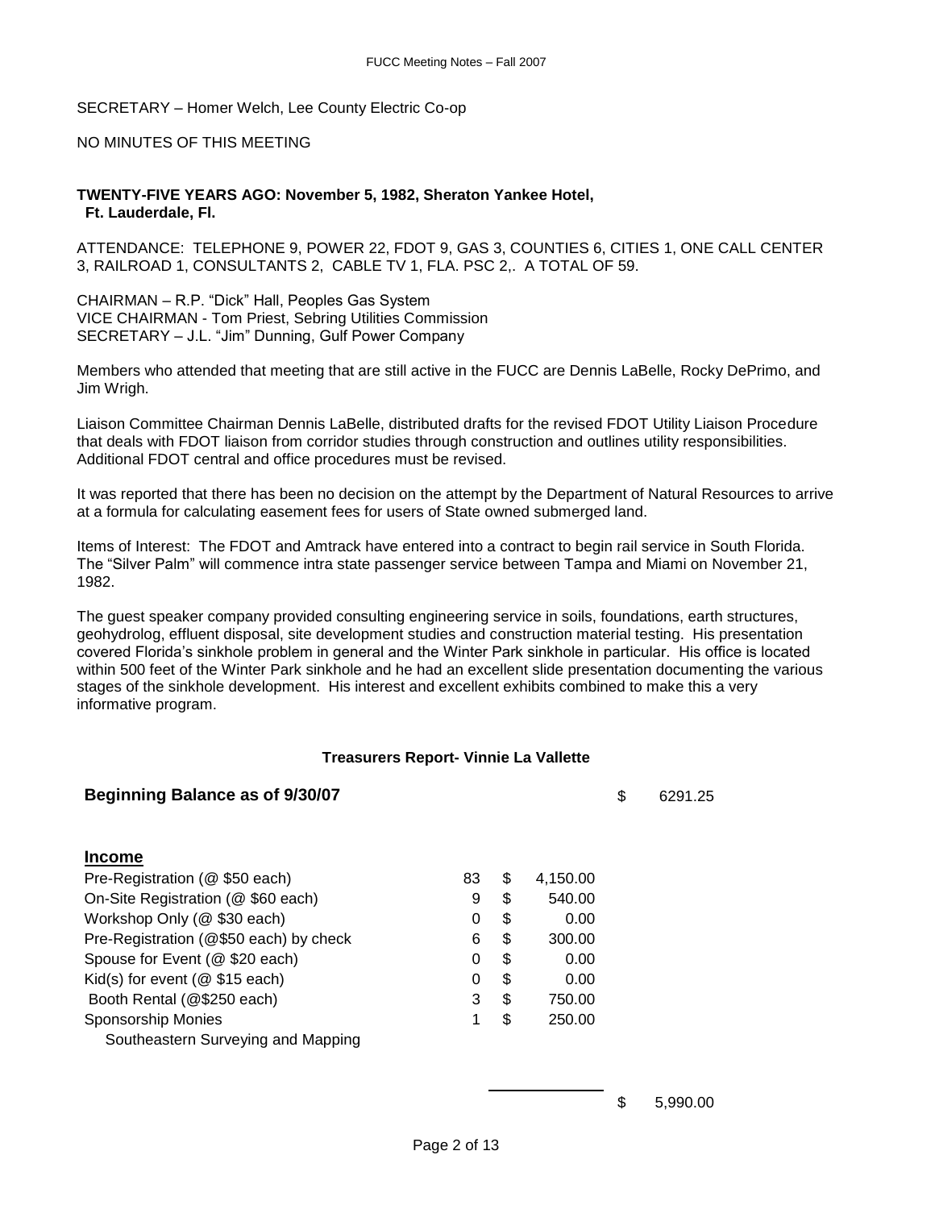SECRETARY – Homer Welch, Lee County Electric Co-op

NO MINUTES OF THIS MEETING

**TWENTY-FIVE YEARS AGO: November 5, 1982, Sheraton Yankee Hotel, Ft. Lauderdale, Fl.**

ATTENDANCE: TELEPHONE 9, POWER 22, FDOT 9, GAS 3, COUNTIES 6, CITIES 1, ONE CALL CENTER 3, RAILROAD 1, CONSULTANTS 2, CABLE TV 1, FLA. PSC 2,. A TOTAL OF 59.

CHAIRMAN – R.P. "Dick" Hall, Peoples Gas System
VICE CHAIRMAN - Tom Priest, Sebring Utilities Commission
SECRETARY – J.L. "Jim" Dunning, Gulf Power Company

Members who attended that meeting that are still active in the FUCC are Dennis LaBelle, Rocky DePrimo, and Jim Wrigh.

Liaison Committee Chairman Dennis LaBelle, distributed drafts for the revised FDOT Utility Liaison Procedure that deals with FDOT liaison from corridor studies through construction and outlines utility responsibilities. Additional FDOT central and office procedures must be revised.

It was reported that there has been no decision on the attempt by the Department of Natural Resources to arrive at a formula for calculating easement fees for users of State owned submerged land.

Items of Interest: The FDOT and Amtrack have entered into a contract to begin rail service in South Florida. The "Silver Palm" will commence intra state passenger service between Tampa and Miami on November 21, 1982.

The guest speaker company provided consulting engineering service in soils, foundations, earth structures, geohydrolog, effluent disposal, site development studies and construction material testing. His presentation covered Florida's sinkhole problem in general and the Winter Park sinkhole in particular. His office is located within 500 feet of the Winter Park sinkhole and he had an excellent slide presentation documenting the various stages of the sinkhole development. His interest and excellent exhibits combined to make this a very informative program.

**Treasurers Report- Vinnie La Vallette**

| | | | |
|---|---|---|---|
| **Beginning Balance as of 9/30/07** | | | $ 6291.25 |
| **Income** | | | |
| Pre-Registration (@ $50 each) | 83 | $ 4,150.00 | |
| On-Site Registration (@ $60 each) | 9 | $ 540.00 | |
| Workshop Only (@ $30 each) | 0 | $ 0.00 | |
| Pre-Registration (@$50 each) by check | 6 | $ 300.00 | |
| Spouse for Event (@ $20 each) | 0 | $ 0.00 | |
| Kid(s) for event (@ $15 each) | 0 | $ 0.00 | |
| Booth Rental (@$250 each) | 3 | $ 750.00 | |
| Sponsorship Monies | 1 | $ 250.00 | |
| Southeastern Surveying and Mapping | | | |
| | | | $ 5,990.00 |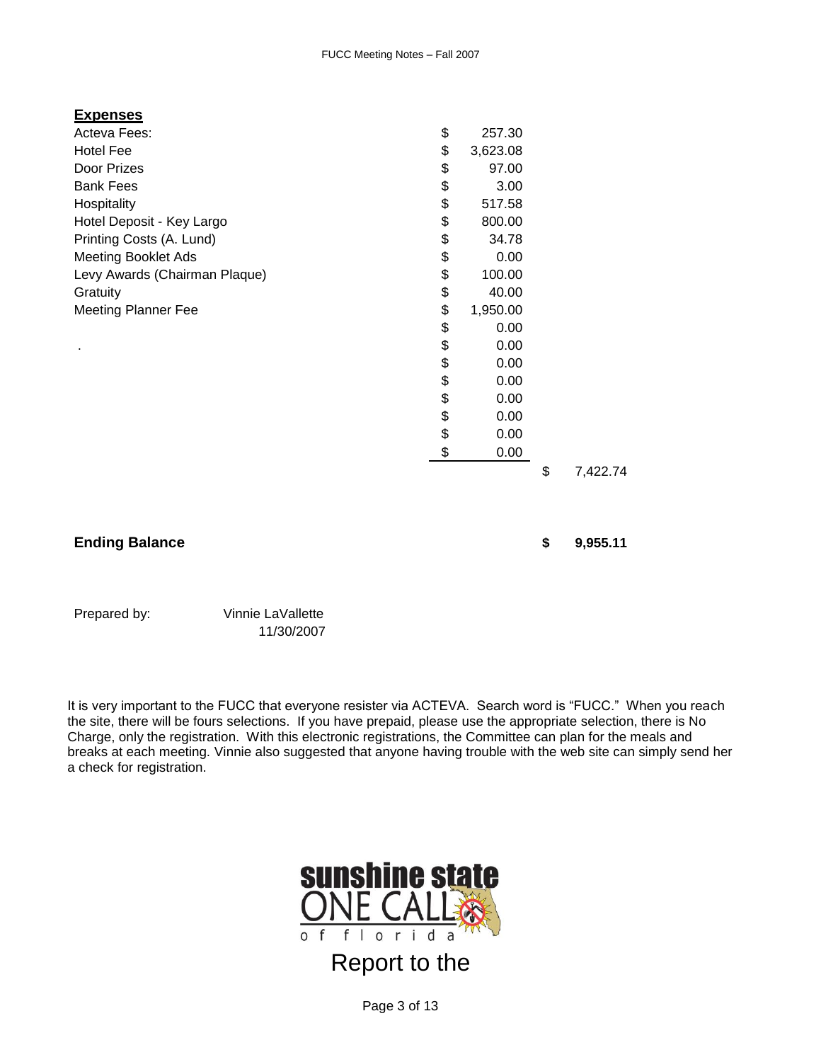## Expenses

| Item | Amount | Total |
|---|---|---|
| Acteva Fees: | $ 257.30 | |
| Hotel Fee | $ 3,623.08 | |
| Door Prizes | $ 97.00 | |
| Bank Fees | $ 3.00 | |
| Hospitality | $ 517.58 | |
| Hotel Deposit - Key Largo | $ 800.00 | |
| Printing Costs (A. Lund) | $ 34.78 | |
| Meeting Booklet Ads | $ 0.00 | |
| Levy Awards (Chairman Plaque) | $ 100.00 | |
| Gratuity | $ 40.00 | |
| Meeting Planner Fee | $ 1,950.00 | |
| | $ 0.00 | |
| . | $ 0.00 | |
| | $ 0.00 | |
| | $ 0.00 | |
| | $ 0.00 | |
| | $ 0.00 | |
| | $ 0.00 | |
| | $ 0.00 | |
| | | $ 7,422.74 |

**Ending Balance** **$ 9,955.11**

Prepared by: Vinnie LaVallette
11/30/2007

It is very important to the FUCC that everyone resister via ACTEVA. Search word is "FUCC." When you reach the site, there will be fours selections. If you have prepaid, please use the appropriate selection, there is No Charge, only the registration. With this electronic registrations, the Committee can plan for the meals and breaks at each meeting. Vinnie also suggested that anyone having trouble with the web site can simply send her a check for registration.

sunshine state ONE CALL of florida

Report to the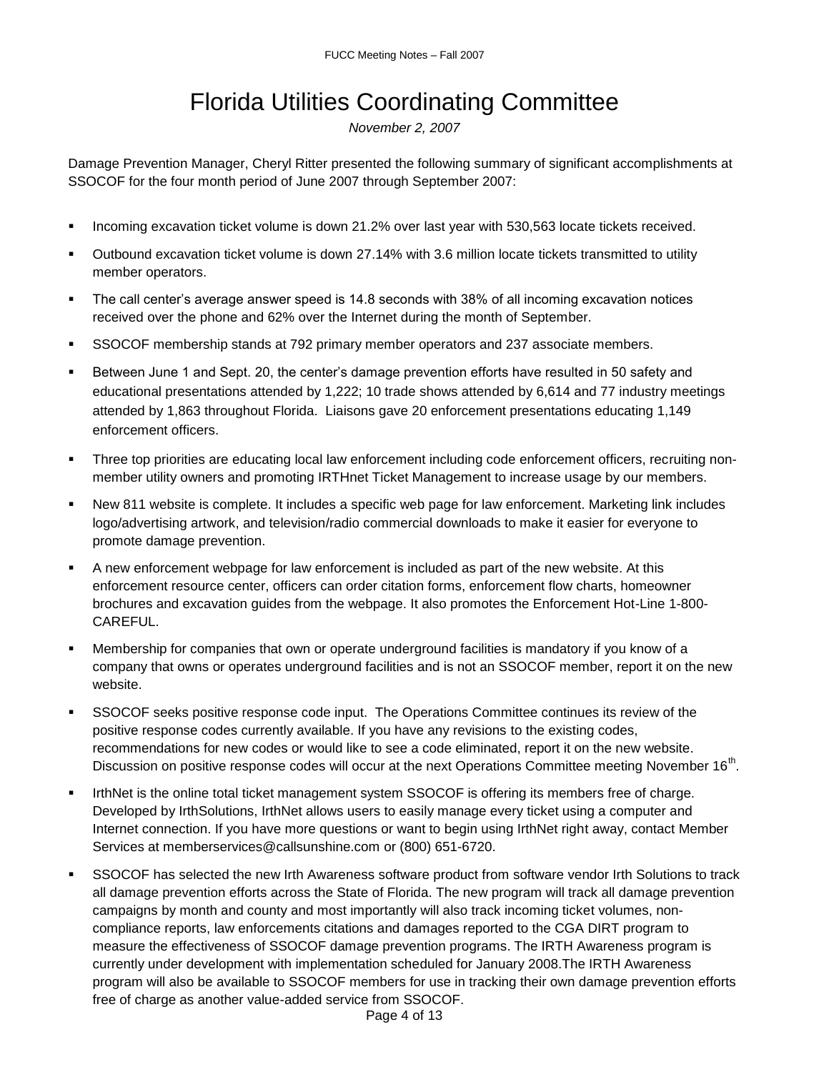# Florida Utilities Coordinating Committee

*November 2, 2007*

Damage Prevention Manager, Cheryl Ritter presented the following summary of significant accomplishments at SSOCOF for the four month period of June 2007 through September 2007:

- Incoming excavation ticket volume is down 21.2% over last year with 530,563 locate tickets received.
- Outbound excavation ticket volume is down 27.14% with 3.6 million locate tickets transmitted to utility member operators.
- The call center's average answer speed is 14.8 seconds with 38% of all incoming excavation notices received over the phone and 62% over the Internet during the month of September.
- SSOCOF membership stands at 792 primary member operators and 237 associate members.
- Between June 1 and Sept. 20, the center's damage prevention efforts have resulted in 50 safety and educational presentations attended by 1,222; 10 trade shows attended by 6,614 and 77 industry meetings attended by 1,863 throughout Florida. Liaisons gave 20 enforcement presentations educating 1,149 enforcement officers.
- Three top priorities are educating local law enforcement including code enforcement officers, recruiting non-member utility owners and promoting IRTHnet Ticket Management to increase usage by our members.
- New 811 website is complete. It includes a specific web page for law enforcement. Marketing link includes logo/advertising artwork, and television/radio commercial downloads to make it easier for everyone to promote damage prevention.
- A new enforcement webpage for law enforcement is included as part of the new website. At this enforcement resource center, officers can order citation forms, enforcement flow charts, homeowner brochures and excavation guides from the webpage. It also promotes the Enforcement Hot-Line 1-800-CAREFUL.
- Membership for companies that own or operate underground facilities is mandatory if you know of a company that owns or operates underground facilities and is not an SSOCOF member, report it on the new website.
- SSOCOF seeks positive response code input. The Operations Committee continues its review of the positive response codes currently available. If you have any revisions to the existing codes, recommendations for new codes or would like to see a code eliminated, report it on the new website. Discussion on positive response codes will occur at the next Operations Committee meeting November 16th.
- IrthNet is the online total ticket management system SSOCOF is offering its members free of charge. Developed by IrthSolutions, IrthNet allows users to easily manage every ticket using a computer and Internet connection. If you have more questions or want to begin using IrthNet right away, contact Member Services at memberservices@callsunshine.com or (800) 651-6720.
- SSOCOF has selected the new Irth Awareness software product from software vendor Irth Solutions to track all damage prevention efforts across the State of Florida. The new program will track all damage prevention campaigns by month and county and most importantly will also track incoming ticket volumes, non-compliance reports, law enforcements citations and damages reported to the CGA DIRT program to measure the effectiveness of SSOCOF damage prevention programs. The IRTH Awareness program is currently under development with implementation scheduled for January 2008.The IRTH Awareness program will also be available to SSOCOF members for use in tracking their own damage prevention efforts free of charge as another value-added service from SSOCOF.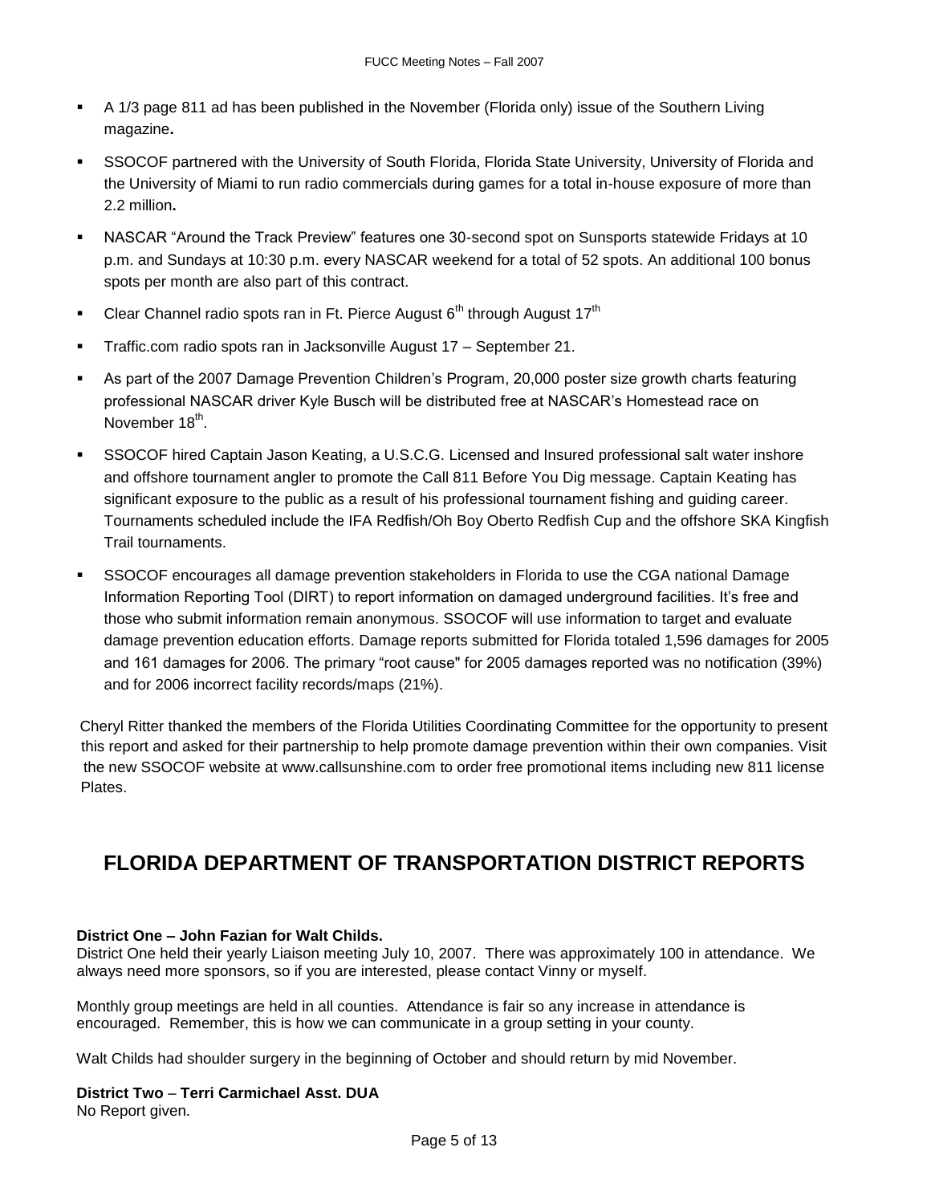- A 1/3 page 811 ad has been published in the November (Florida only) issue of the Southern Living magazine**.**
- SSOCOF partnered with the University of South Florida, Florida State University, University of Florida and the University of Miami to run radio commercials during games for a total in-house exposure of more than 2.2 million**.**
- NASCAR "Around the Track Preview" features one 30-second spot on Sunsports statewide Fridays at 10 p.m. and Sundays at 10:30 p.m. every NASCAR weekend for a total of 52 spots. An additional 100 bonus spots per month are also part of this contract.
- Clear Channel radio spots ran in Ft. Pierce August 6th through August 17th
- Traffic.com radio spots ran in Jacksonville August 17 – September 21.
- As part of the 2007 Damage Prevention Children's Program, 20,000 poster size growth charts featuring professional NASCAR driver Kyle Busch will be distributed free at NASCAR's Homestead race on November 18th.
- SSOCOF hired Captain Jason Keating, a U.S.C.G. Licensed and Insured professional salt water inshore and offshore tournament angler to promote the Call 811 Before You Dig message. Captain Keating has significant exposure to the public as a result of his professional tournament fishing and guiding career. Tournaments scheduled include the IFA Redfish/Oh Boy Oberto Redfish Cup and the offshore SKA Kingfish Trail tournaments.
- SSOCOF encourages all damage prevention stakeholders in Florida to use the CGA national Damage Information Reporting Tool (DIRT) to report information on damaged underground facilities. It's free and those who submit information remain anonymous. SSOCOF will use information to target and evaluate damage prevention education efforts. Damage reports submitted for Florida totaled 1,596 damages for 2005 and 161 damages for 2006. The primary "root cause" for 2005 damages reported was no notification (39%) and for 2006 incorrect facility records/maps (21%).

Cheryl Ritter thanked the members of the Florida Utilities Coordinating Committee for the opportunity to present this report and asked for their partnership to help promote damage prevention within their own companies. Visit the new SSOCOF website at www.callsunshine.com to order free promotional items including new 811 license Plates.

# FLORIDA DEPARTMENT OF TRANSPORTATION DISTRICT REPORTS

**District One – John Fazian for Walt Childs.**
District One held their yearly Liaison meeting July 10, 2007. There was approximately 100 in attendance. We always need more sponsors, so if you are interested, please contact Vinny or myself.

Monthly group meetings are held in all counties. Attendance is fair so any increase in attendance is encouraged. Remember, this is how we can communicate in a group setting in your county.

Walt Childs had shoulder surgery in the beginning of October and should return by mid November.

**District Two – Terri Carmichael Asst. DUA**
No Report given.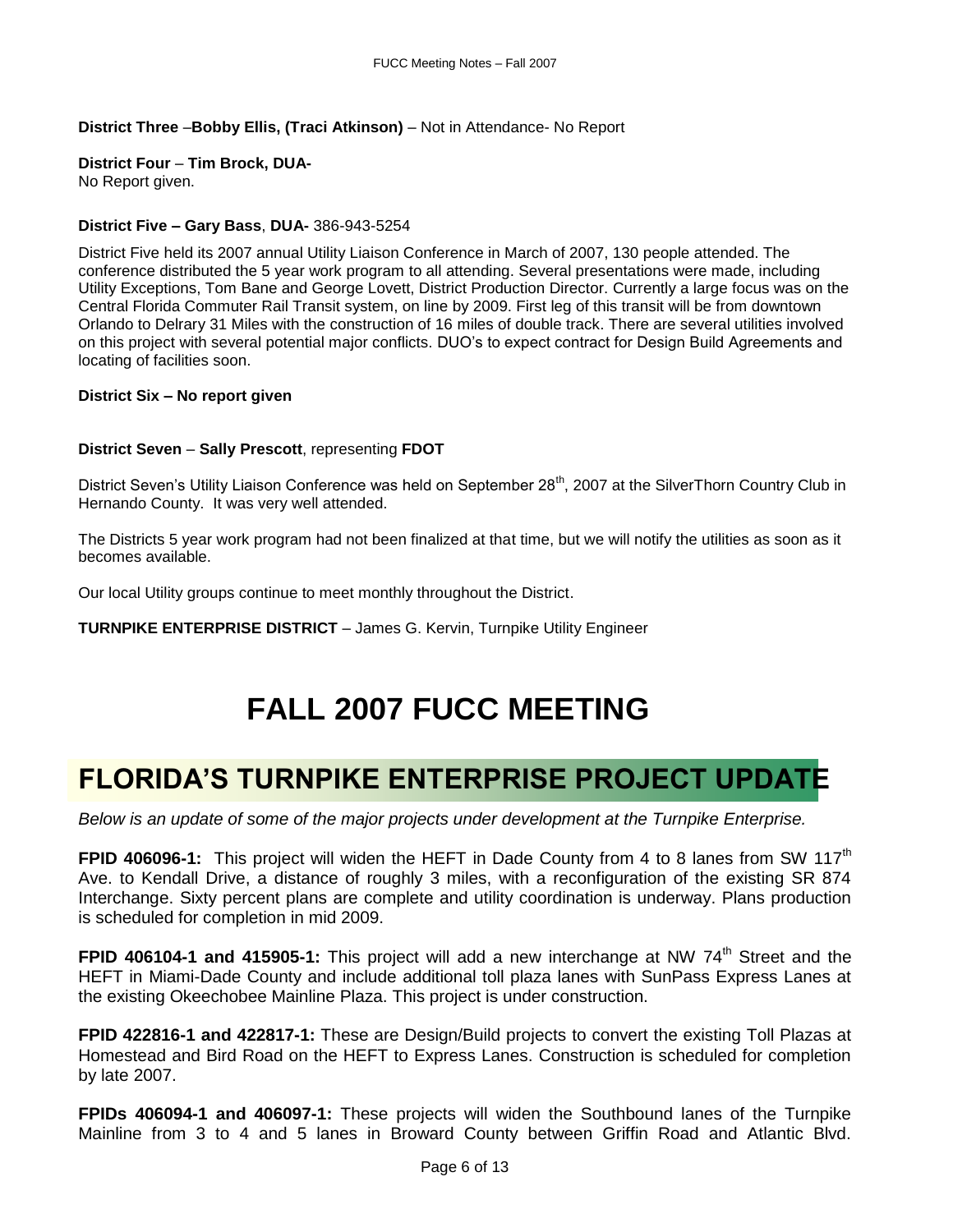**District Three** –**Bobby Ellis, (Traci Atkinson)** – Not in Attendance- No Report

**District Four** – **Tim Brock, DUA-**
No Report given.

**District Five – Gary Bass**, **DUA-** 386-943-5254

District Five held its 2007 annual Utility Liaison Conference in March of 2007, 130 people attended. The conference distributed the 5 year work program to all attending. Several presentations were made, including Utility Exceptions, Tom Bane and George Lovett, District Production Director. Currently a large focus was on the Central Florida Commuter Rail Transit system, on line by 2009. First leg of this transit will be from downtown Orlando to Delrary 31 Miles with the construction of 16 miles of double track. There are several utilities involved on this project with several potential major conflicts. DUO's to expect contract for Design Build Agreements and locating of facilities soon.

**District Six – No report given**

**District Seven** – **Sally Prescott**, representing **FDOT**

District Seven's Utility Liaison Conference was held on September 28th, 2007 at the SilverThorn Country Club in Hernando County. It was very well attended.

The Districts 5 year work program had not been finalized at that time, but we will notify the utilities as soon as it becomes available.

Our local Utility groups continue to meet monthly throughout the District.

**TURNPIKE ENTERPRISE DISTRICT** – James G. Kervin, Turnpike Utility Engineer

# FALL 2007 FUCC MEETING

## FLORIDA'S TURNPIKE ENTERPRISE PROJECT UPDATE

*Below is an update of some of the major projects under development at the Turnpike Enterprise.*

**FPID 406096-1:** This project will widen the HEFT in Dade County from 4 to 8 lanes from SW 117th Ave. to Kendall Drive, a distance of roughly 3 miles, with a reconfiguration of the existing SR 874 Interchange. Sixty percent plans are complete and utility coordination is underway. Plans production is scheduled for completion in mid 2009.

**FPID 406104-1 and 415905-1:** This project will add a new interchange at NW 74th Street and the HEFT in Miami-Dade County and include additional toll plaza lanes with SunPass Express Lanes at the existing Okeechobee Mainline Plaza. This project is under construction.

**FPID 422816-1 and 422817-1:** These are Design/Build projects to convert the existing Toll Plazas at Homestead and Bird Road on the HEFT to Express Lanes. Construction is scheduled for completion by late 2007.

**FPIDs 406094-1 and 406097-1:** These projects will widen the Southbound lanes of the Turnpike Mainline from 3 to 4 and 5 lanes in Broward County between Griffin Road and Atlantic Blvd.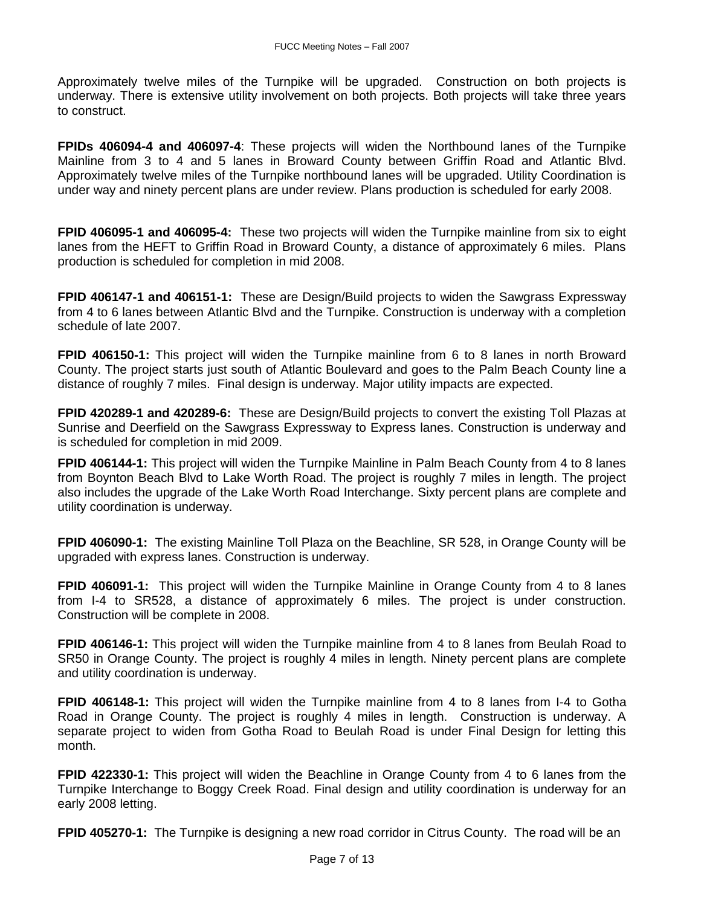Approximately twelve miles of the Turnpike will be upgraded. Construction on both projects is underway. There is extensive utility involvement on both projects. Both projects will take three years to construct.

**FPIDs 406094-4 and 406097-4**: These projects will widen the Northbound lanes of the Turnpike Mainline from 3 to 4 and 5 lanes in Broward County between Griffin Road and Atlantic Blvd. Approximately twelve miles of the Turnpike northbound lanes will be upgraded. Utility Coordination is under way and ninety percent plans are under review. Plans production is scheduled for early 2008.

**FPID 406095-1 and 406095-4:** These two projects will widen the Turnpike mainline from six to eight lanes from the HEFT to Griffin Road in Broward County, a distance of approximately 6 miles. Plans production is scheduled for completion in mid 2008.

**FPID 406147-1 and 406151-1:** These are Design/Build projects to widen the Sawgrass Expressway from 4 to 6 lanes between Atlantic Blvd and the Turnpike. Construction is underway with a completion schedule of late 2007.

**FPID 406150-1:** This project will widen the Turnpike mainline from 6 to 8 lanes in north Broward County. The project starts just south of Atlantic Boulevard and goes to the Palm Beach County line a distance of roughly 7 miles. Final design is underway. Major utility impacts are expected.

**FPID 420289-1 and 420289-6:** These are Design/Build projects to convert the existing Toll Plazas at Sunrise and Deerfield on the Sawgrass Expressway to Express lanes. Construction is underway and is scheduled for completion in mid 2009.

**FPID 406144-1:** This project will widen the Turnpike Mainline in Palm Beach County from 4 to 8 lanes from Boynton Beach Blvd to Lake Worth Road. The project is roughly 7 miles in length. The project also includes the upgrade of the Lake Worth Road Interchange. Sixty percent plans are complete and utility coordination is underway.

**FPID 406090-1:** The existing Mainline Toll Plaza on the Beachline, SR 528, in Orange County will be upgraded with express lanes. Construction is underway.

**FPID 406091-1:** This project will widen the Turnpike Mainline in Orange County from 4 to 8 lanes from I-4 to SR528, a distance of approximately 6 miles. The project is under construction. Construction will be complete in 2008.

**FPID 406146-1:** This project will widen the Turnpike mainline from 4 to 8 lanes from Beulah Road to SR50 in Orange County. The project is roughly 4 miles in length. Ninety percent plans are complete and utility coordination is underway.

**FPID 406148-1:** This project will widen the Turnpike mainline from 4 to 8 lanes from I-4 to Gotha Road in Orange County. The project is roughly 4 miles in length. Construction is underway. A separate project to widen from Gotha Road to Beulah Road is under Final Design for letting this month.

**FPID 422330-1:** This project will widen the Beachline in Orange County from 4 to 6 lanes from the Turnpike Interchange to Boggy Creek Road. Final design and utility coordination is underway for an early 2008 letting.

**FPID 405270-1:** The Turnpike is designing a new road corridor in Citrus County. The road will be an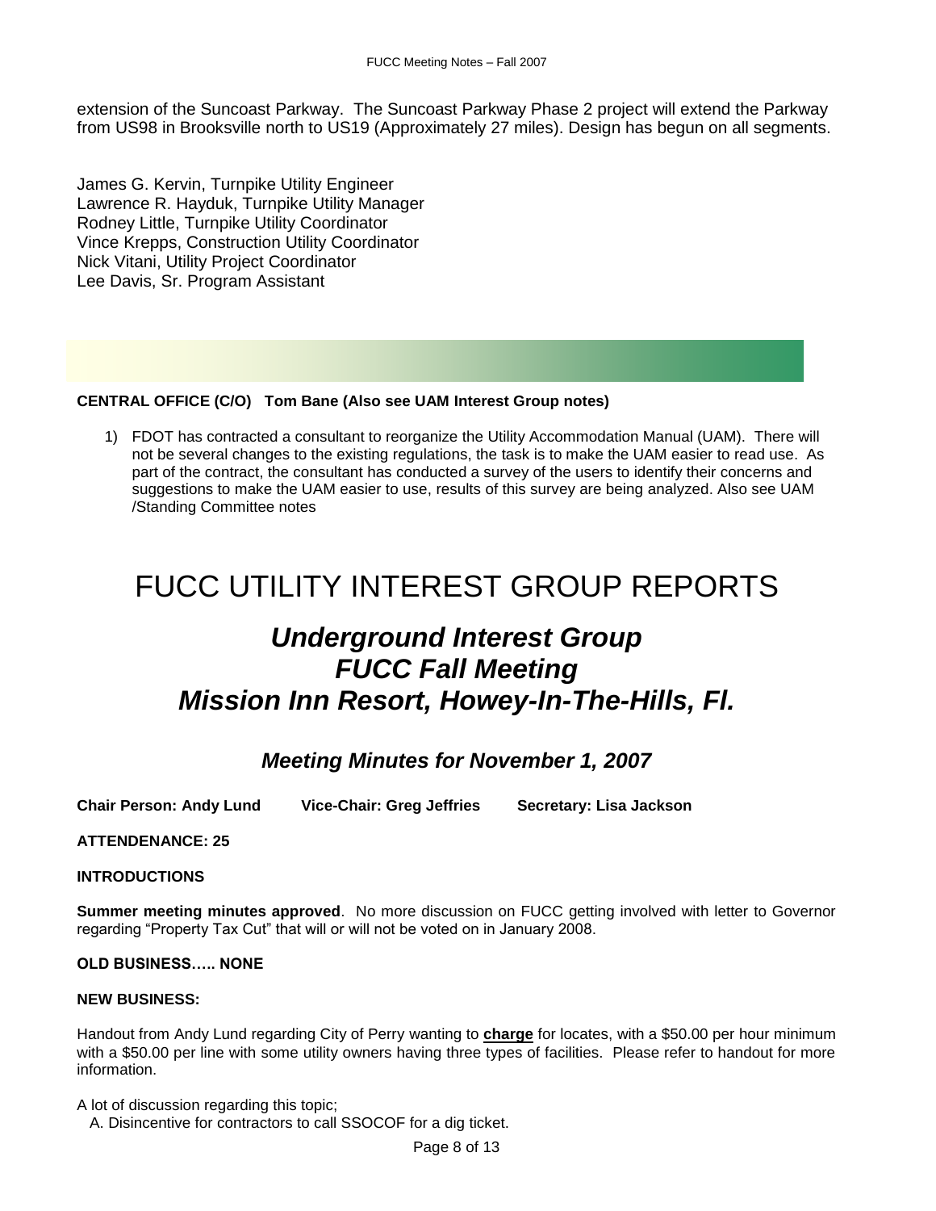extension of the Suncoast Parkway. The Suncoast Parkway Phase 2 project will extend the Parkway from US98 in Brooksville north to US19 (Approximately 27 miles). Design has begun on all segments.

James G. Kervin, Turnpike Utility Engineer
Lawrence R. Hayduk, Turnpike Utility Manager
Rodney Little, Turnpike Utility Coordinator
Vince Krepps, Construction Utility Coordinator
Nick Vitani, Utility Project Coordinator
Lee Davis, Sr. Program Assistant

**CENTRAL OFFICE (C/O) Tom Bane (Also see UAM Interest Group notes)**

1) FDOT has contracted a consultant to reorganize the Utility Accommodation Manual (UAM). There will not be several changes to the existing regulations, the task is to make the UAM easier to read use. As part of the contract, the consultant has conducted a survey of the users to identify their concerns and suggestions to make the UAM easier to use, results of this survey are being analyzed. Also see UAM /Standing Committee notes

# FUCC UTILITY INTEREST GROUP REPORTS

## *Underground Interest Group*
## *FUCC Fall Meeting*
## *Mission Inn Resort, Howey-In-The-Hills, Fl.*

### *Meeting Minutes for November 1, 2007*

**Chair Person: Andy Lund** **Vice-Chair: Greg Jeffries** **Secretary: Lisa Jackson**

**ATTENDENANCE: 25**

**INTRODUCTIONS**

**Summer meeting minutes approved**. No more discussion on FUCC getting involved with letter to Governor regarding "Property Tax Cut" that will or will not be voted on in January 2008.

**OLD BUSINESS….. NONE**

**NEW BUSINESS:**

Handout from Andy Lund regarding City of Perry wanting to **charge** for locates, with a $50.00 per hour minimum with a $50.00 per line with some utility owners having three types of facilities. Please refer to handout for more information.

A lot of discussion regarding this topic;

A. Disincentive for contractors to call SSOCOF for a dig ticket.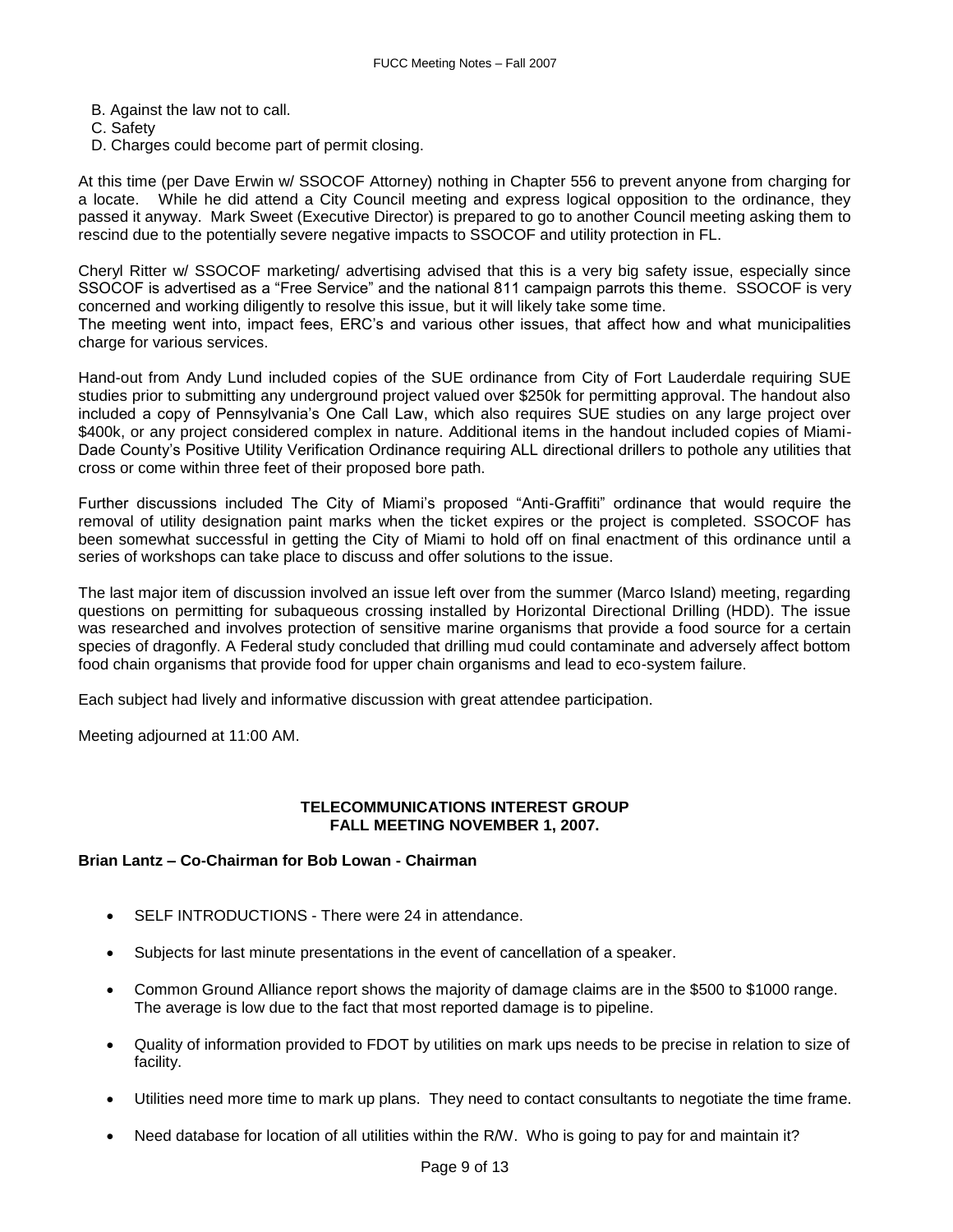B. Against the law not to call.
C. Safety
D. Charges could become part of permit closing.

At this time (per Dave Erwin w/ SSOCOF Attorney) nothing in Chapter 556 to prevent anyone from charging for a locate. While he did attend a City Council meeting and express logical opposition to the ordinance, they passed it anyway. Mark Sweet (Executive Director) is prepared to go to another Council meeting asking them to rescind due to the potentially severe negative impacts to SSOCOF and utility protection in FL.

Cheryl Ritter w/ SSOCOF marketing/ advertising advised that this is a very big safety issue, especially since SSOCOF is advertised as a "Free Service" and the national 811 campaign parrots this theme. SSOCOF is very concerned and working diligently to resolve this issue, but it will likely take some time.
The meeting went into, impact fees, ERC's and various other issues, that affect how and what municipalities charge for various services.

Hand-out from Andy Lund included copies of the SUE ordinance from City of Fort Lauderdale requiring SUE studies prior to submitting any underground project valued over $250k for permitting approval. The handout also included a copy of Pennsylvania's One Call Law, which also requires SUE studies on any large project over $400k, or any project considered complex in nature. Additional items in the handout included copies of Miami-Dade County's Positive Utility Verification Ordinance requiring ALL directional drillers to pothole any utilities that cross or come within three feet of their proposed bore path.

Further discussions included The City of Miami's proposed "Anti-Graffiti" ordinance that would require the removal of utility designation paint marks when the ticket expires or the project is completed. SSOCOF has been somewhat successful in getting the City of Miami to hold off on final enactment of this ordinance until a series of workshops can take place to discuss and offer solutions to the issue.

The last major item of discussion involved an issue left over from the summer (Marco Island) meeting, regarding questions on permitting for subaqueous crossing installed by Horizontal Directional Drilling (HDD). The issue was researched and involves protection of sensitive marine organisms that provide a food source for a certain species of dragonfly. A Federal study concluded that drilling mud could contaminate and adversely affect bottom food chain organisms that provide food for upper chain organisms and lead to eco-system failure.

Each subject had lively and informative discussion with great attendee participation.

Meeting adjourned at 11:00 AM.

## TELECOMMUNICATIONS INTEREST GROUP
## FALL MEETING NOVEMBER 1, 2007.

**Brian Lantz – Co-Chairman for Bob Lowan - Chairman**

- SELF INTRODUCTIONS - There were 24 in attendance.
- Subjects for last minute presentations in the event of cancellation of a speaker.
- Common Ground Alliance report shows the majority of damage claims are in the $500 to $1000 range. The average is low due to the fact that most reported damage is to pipeline.
- Quality of information provided to FDOT by utilities on mark ups needs to be precise in relation to size of facility.
- Utilities need more time to mark up plans. They need to contact consultants to negotiate the time frame.
- Need database for location of all utilities within the R/W. Who is going to pay for and maintain it?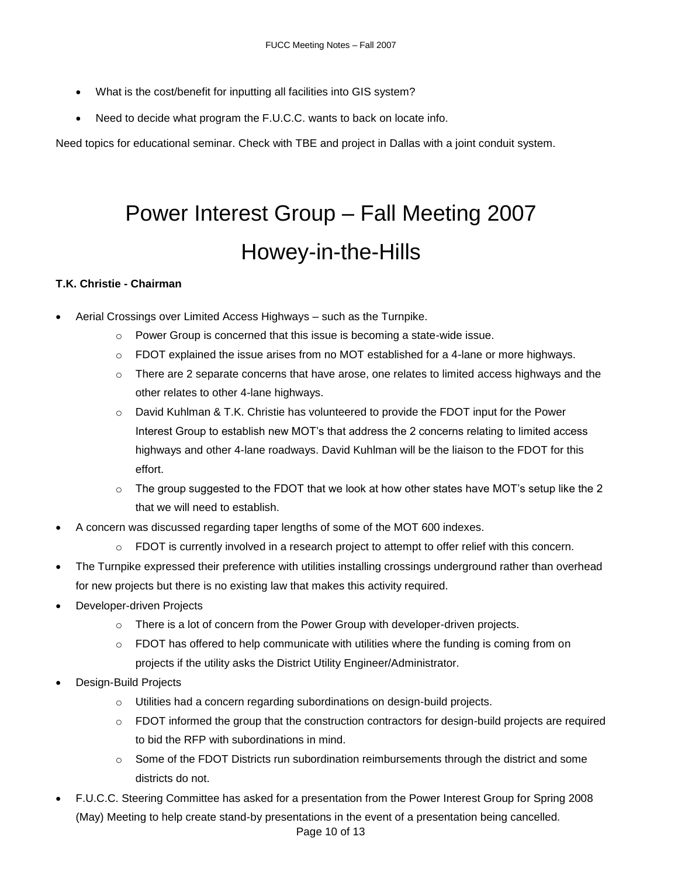- What is the cost/benefit for inputting all facilities into GIS system?
- Need to decide what program the F.U.C.C. wants to back on locate info.

Need topics for educational seminar. Check with TBE and project in Dallas with a joint conduit system.

# Power Interest Group – Fall Meeting 2007

# Howey-in-the-Hills

**T.K. Christie - Chairman**

- Aerial Crossings over Limited Access Highways – such as the Turnpike.
  - Power Group is concerned that this issue is becoming a state-wide issue.
  - FDOT explained the issue arises from no MOT established for a 4-lane or more highways.
  - There are 2 separate concerns that have arose, one relates to limited access highways and the other relates to other 4-lane highways.
  - David Kuhlman & T.K. Christie has volunteered to provide the FDOT input for the Power Interest Group to establish new MOT's that address the 2 concerns relating to limited access highways and other 4-lane roadways. David Kuhlman will be the liaison to the FDOT for this effort.
  - The group suggested to the FDOT that we look at how other states have MOT's setup like the 2 that we will need to establish.
- A concern was discussed regarding taper lengths of some of the MOT 600 indexes.
  - FDOT is currently involved in a research project to attempt to offer relief with this concern.
- The Turnpike expressed their preference with utilities installing crossings underground rather than overhead for new projects but there is no existing law that makes this activity required.
- Developer-driven Projects
  - There is a lot of concern from the Power Group with developer-driven projects.
  - FDOT has offered to help communicate with utilities where the funding is coming from on projects if the utility asks the District Utility Engineer/Administrator.
- Design-Build Projects
  - Utilities had a concern regarding subordinations on design-build projects.
  - FDOT informed the group that the construction contractors for design-build projects are required to bid the RFP with subordinations in mind.
  - Some of the FDOT Districts run subordination reimbursements through the district and some districts do not.
- F.U.C.C. Steering Committee has asked for a presentation from the Power Interest Group for Spring 2008 (May) Meeting to help create stand-by presentations in the event of a presentation being cancelled.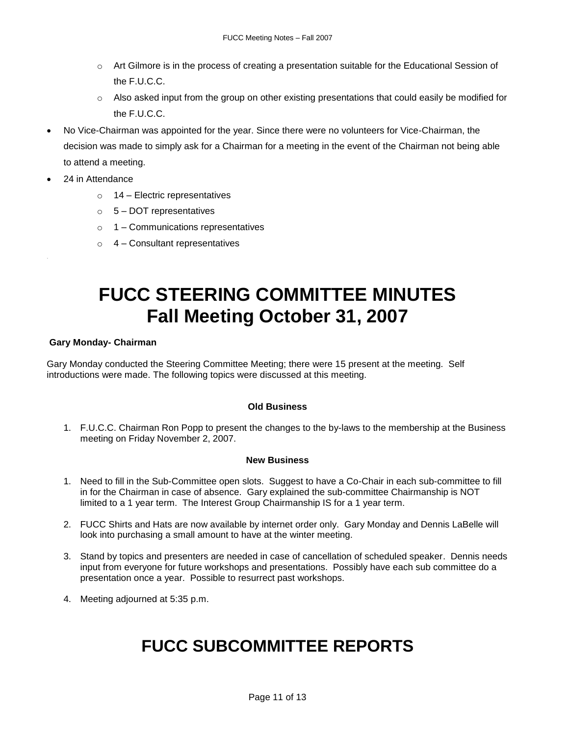- Art Gilmore is in the process of creating a presentation suitable for the Educational Session of the F.U.C.C.
  - Also asked input from the group on other existing presentations that could easily be modified for the F.U.C.C.
- No Vice-Chairman was appointed for the year. Since there were no volunteers for Vice-Chairman, the decision was made to simply ask for a Chairman for a meeting in the event of the Chairman not being able to attend a meeting.
- 24 in Attendance
  - 14 – Electric representatives
  - 5 – DOT representatives
  - 1 – Communications representatives
  - 4 – Consultant representatives

# FUCC STEERING COMMITTEE MINUTES
# Fall Meeting October 31, 2007

**Gary Monday- Chairman**

Gary Monday conducted the Steering Committee Meeting; there were 15 present at the meeting. Self introductions were made. The following topics were discussed at this meeting.

**Old Business**

1. F.U.C.C. Chairman Ron Popp to present the changes to the by-laws to the membership at the Business meeting on Friday November 2, 2007.

**New Business**

1. Need to fill in the Sub-Committee open slots. Suggest to have a Co-Chair in each sub-committee to fill in for the Chairman in case of absence. Gary explained the sub-committee Chairmanship is NOT limited to a 1 year term. The Interest Group Chairmanship IS for a 1 year term.
2. FUCC Shirts and Hats are now available by internet order only. Gary Monday and Dennis LaBelle will look into purchasing a small amount to have at the winter meeting.
3. Stand by topics and presenters are needed in case of cancellation of scheduled speaker. Dennis needs input from everyone for future workshops and presentations. Possibly have each sub committee do a presentation once a year. Possible to resurrect past workshops.
4. Meeting adjourned at 5:35 p.m.

# FUCC SUBCOMMITTEE REPORTS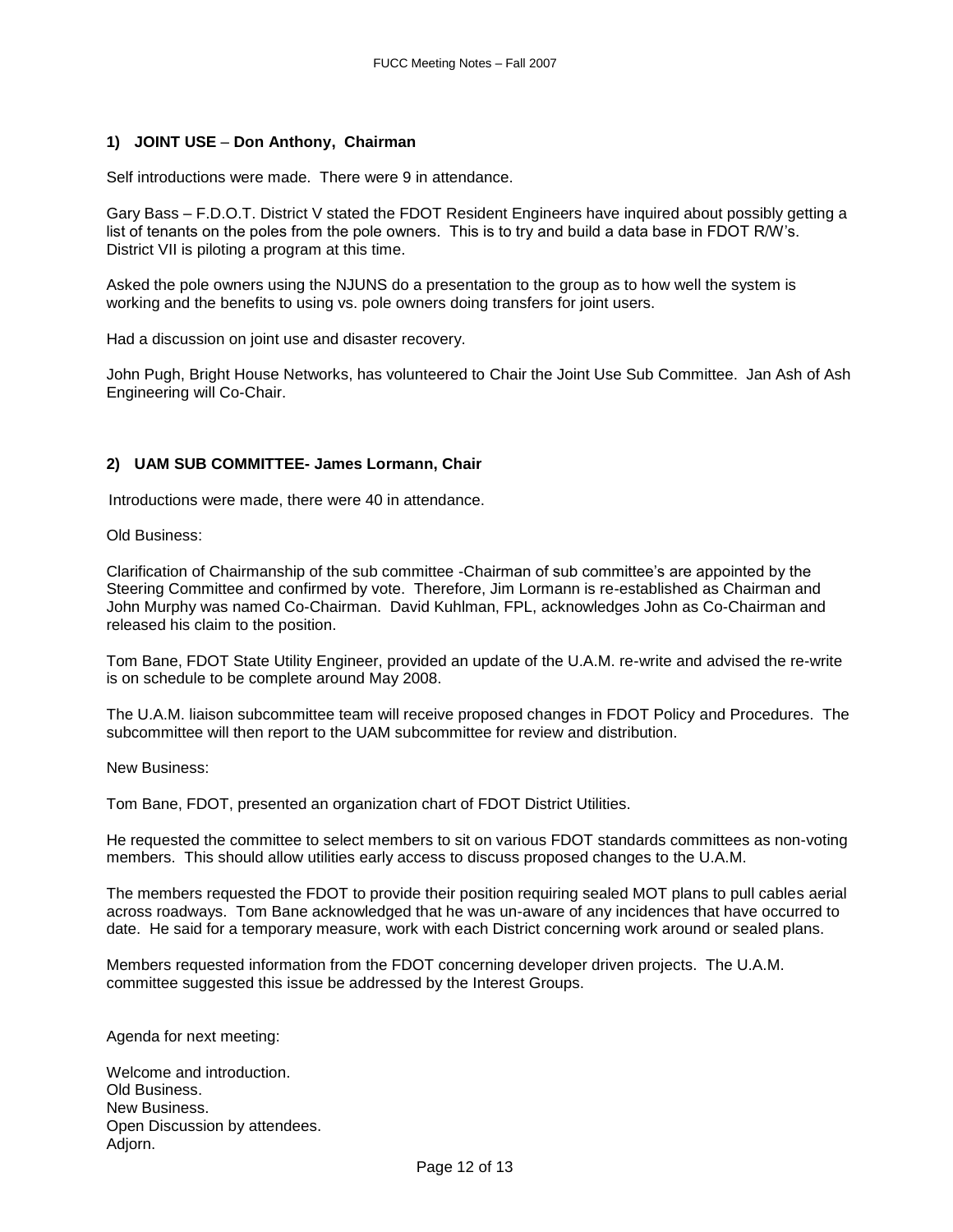### 1) JOINT USE – Don Anthony, Chairman

Self introductions were made. There were 9 in attendance.

Gary Bass – F.D.O.T. District V stated the FDOT Resident Engineers have inquired about possibly getting a list of tenants on the poles from the pole owners. This is to try and build a data base in FDOT R/W's. District VII is piloting a program at this time.

Asked the pole owners using the NJUNS do a presentation to the group as to how well the system is working and the benefits to using vs. pole owners doing transfers for joint users.

Had a discussion on joint use and disaster recovery.

John Pugh, Bright House Networks, has volunteered to Chair the Joint Use Sub Committee. Jan Ash of Ash Engineering will Co-Chair.

### 2) UAM SUB COMMITTEE- James Lormann, Chair

Introductions were made, there were 40 in attendance.

Old Business:

Clarification of Chairmanship of the sub committee -Chairman of sub committee's are appointed by the Steering Committee and confirmed by vote. Therefore, Jim Lormann is re-established as Chairman and John Murphy was named Co-Chairman. David Kuhlman, FPL, acknowledges John as Co-Chairman and released his claim to the position.

Tom Bane, FDOT State Utility Engineer, provided an update of the U.A.M. re-write and advised the re-write is on schedule to be complete around May 2008.

The U.A.M. liaison subcommittee team will receive proposed changes in FDOT Policy and Procedures. The subcommittee will then report to the UAM subcommittee for review and distribution.

New Business:

Tom Bane, FDOT, presented an organization chart of FDOT District Utilities.

He requested the committee to select members to sit on various FDOT standards committees as non-voting members. This should allow utilities early access to discuss proposed changes to the U.A.M.

The members requested the FDOT to provide their position requiring sealed MOT plans to pull cables aerial across roadways. Tom Bane acknowledged that he was un-aware of any incidences that have occurred to date. He said for a temporary measure, work with each District concerning work around or sealed plans.

Members requested information from the FDOT concerning developer driven projects. The U.A.M. committee suggested this issue be addressed by the Interest Groups.

Agenda for next meeting:

Welcome and introduction.
Old Business.
New Business.
Open Discussion by attendees.
Adjorn.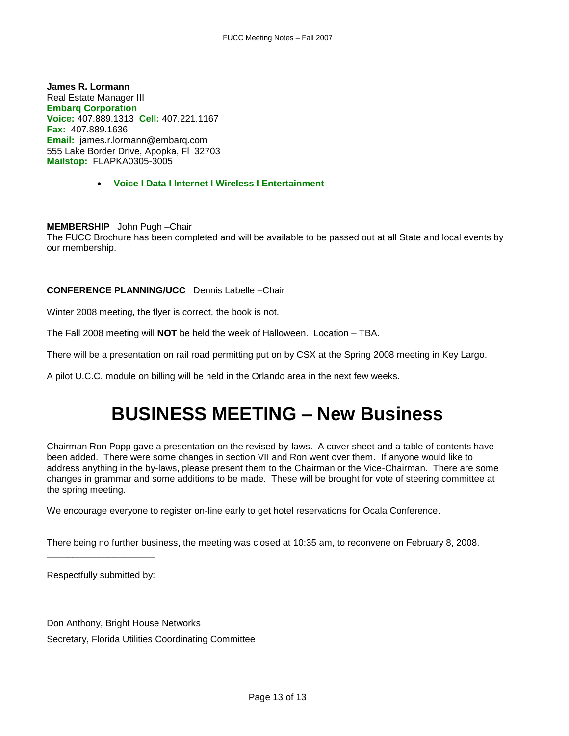**James R. Lormann**
Real Estate Manager III
**Embarq Corporation**
**Voice:** 407.889.1313 **Cell:** 407.221.1167
**Fax:** 407.889.1636
**Email:** james.r.lormann@embarq.com
555 Lake Border Drive, Apopka, Fl 32703
**Mailstop:** FLAPKA0305-3005

- **Voice I Data I Internet I Wireless I Entertainment**

**MEMBERSHIP** John Pugh –Chair
The FUCC Brochure has been completed and will be available to be passed out at all State and local events by our membership.

**CONFERENCE PLANNING/UCC** Dennis Labelle –Chair

Winter 2008 meeting, the flyer is correct, the book is not.

The Fall 2008 meeting will **NOT** be held the week of Halloween. Location – TBA.

There will be a presentation on rail road permitting put on by CSX at the Spring 2008 meeting in Key Largo.

A pilot U.C.C. module on billing will be held in the Orlando area in the next few weeks.

# BUSINESS MEETING – New Business

Chairman Ron Popp gave a presentation on the revised by-laws. A cover sheet and a table of contents have been added. There were some changes in section VII and Ron went over them. If anyone would like to address anything in the by-laws, please present them to the Chairman or the Vice-Chairman. There are some changes in grammar and some additions to be made. These will be brought for vote of steering committee at the spring meeting.

We encourage everyone to register on-line early to get hotel reservations for Ocala Conference.

There being no further business, the meeting was closed at 10:35 am, to reconvene on February 8, 2008.

\_\_\_\_\_\_\_\_\_\_\_\_\_\_\_\_\_\_\_\_

Respectfully submitted by:

Don Anthony, Bright House Networks

Secretary, Florida Utilities Coordinating Committee